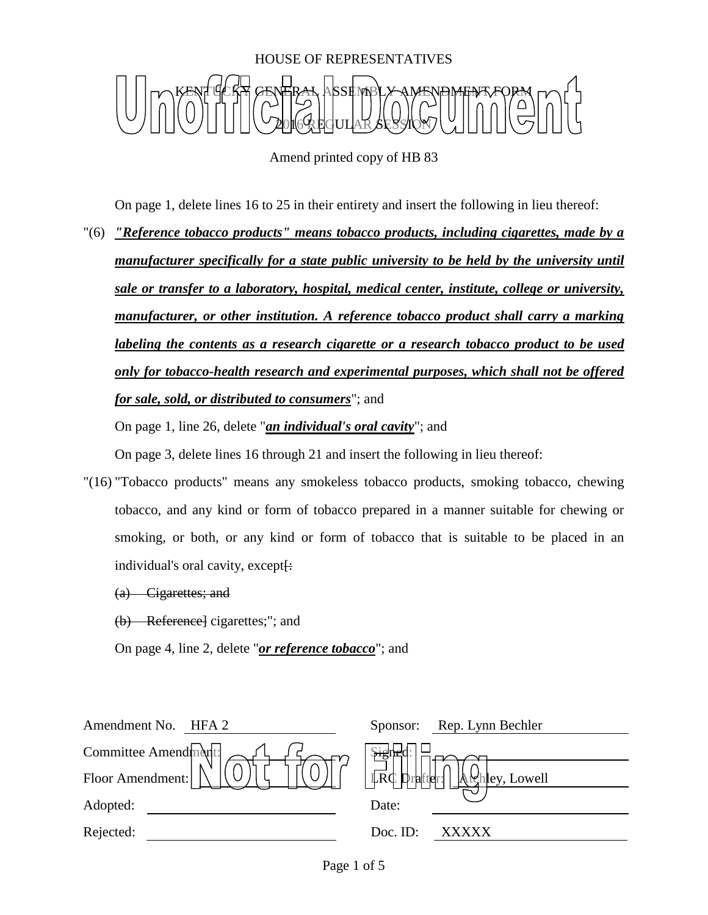HOUSE OF REPRESENTATIVES

KENTUCKY GENERAL ASSEMBLY AMENDMENT FORM

2016 REGULAR SESSION

Unofficial Document

Amend printed copy of HB 83

On page 1, delete lines 16 to 25 in their entirety and insert the following in lieu thereof:

"(6) ***"Reference tobacco products" means tobacco products, including cigarettes, made by a manufacturer specifically for a state public university to be held by the university until sale or transfer to a laboratory, hospital, medical center, institute, college or university, manufacturer, or other institution. A reference tobacco product shall carry a marking labeling the contents as a research cigarette or a research tobacco product to be used only for tobacco-health research and experimental purposes, which shall not be offered for sale, sold, or distributed to consumers***"; and

On page 1, line 26, delete "***an individual's oral cavity***"; and

On page 3, delete lines 16 through 21 and insert the following in lieu thereof:

"(16) "Tobacco products" means any smokeless tobacco products, smoking tobacco, chewing tobacco, and any kind or form of tobacco prepared in a manner suitable for chewing or smoking, or both, or any kind or form of tobacco that is suitable to be placed in an individual's oral cavity, except~~[:~~

~~(a) Cigarettes; and~~

~~(b) Reference]~~ cigarettes;"; and

On page 4, line 2, delete "***or reference tobacco***"; and

| | | | |
|---|---|---|---|
| Amendment No. | HFA 2 | Sponsor: | Rep. Lynn Bechler |
| Committee Amendment: | | Signed: | |
| Floor Amendment: | | LRC Drafter: | Atchley, Lowell |
| Adopted: | | Date: | |
| Rejected: | | Doc. ID: | XXXXX |

Not for Filing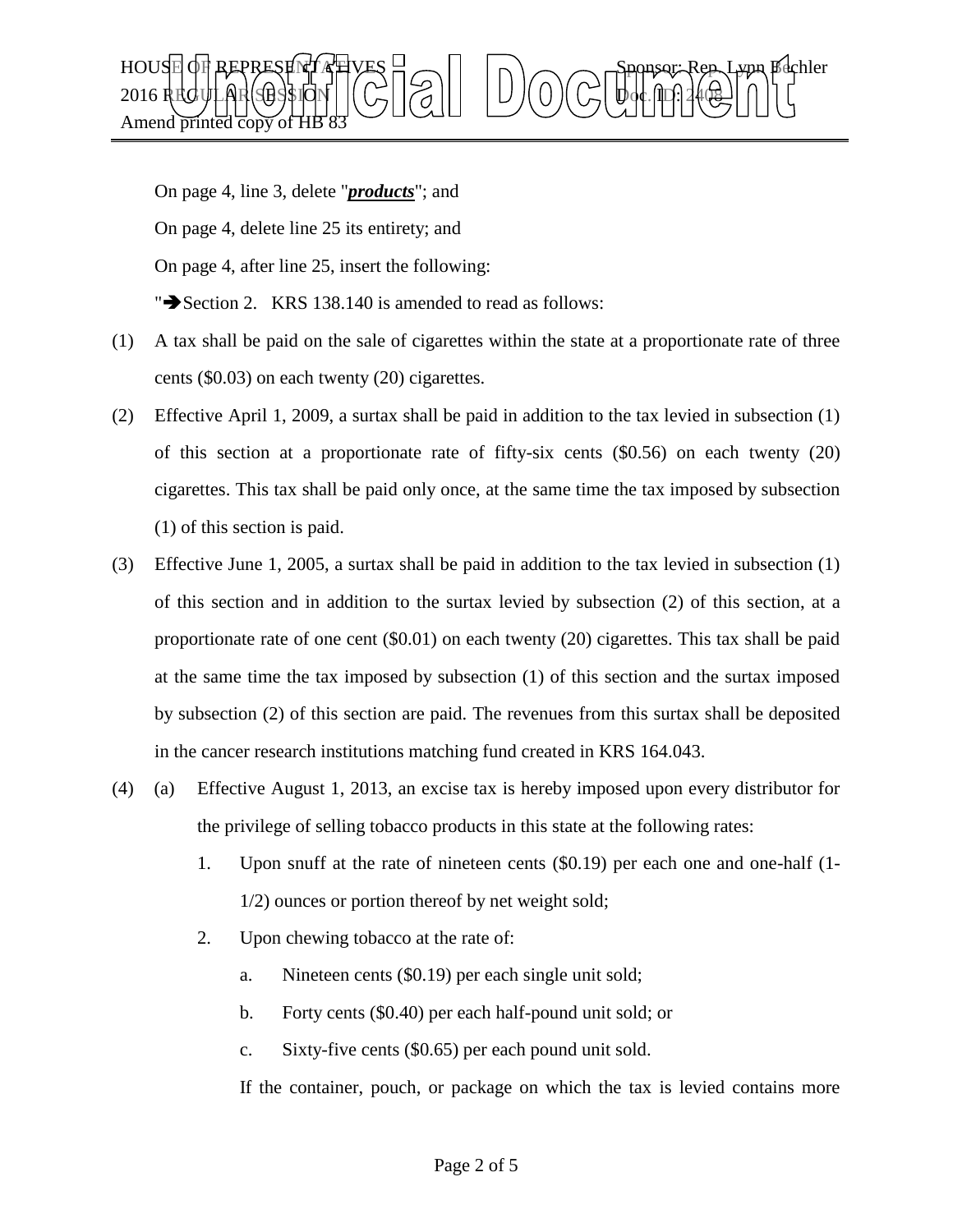On page 4, line 3, delete "***products***"; and

On page 4, delete line 25 its entirety; and

On page 4, after line 25, insert the following:

"➔Section 2.   KRS 138.140 is amended to read as follows:

(1) A tax shall be paid on the sale of cigarettes within the state at a proportionate rate of three cents ($0.03) on each twenty (20) cigarettes.

(2) Effective April 1, 2009, a surtax shall be paid in addition to the tax levied in subsection (1) of this section at a proportionate rate of fifty-six cents ($0.56) on each twenty (20) cigarettes. This tax shall be paid only once, at the same time the tax imposed by subsection (1) of this section is paid.

(3) Effective June 1, 2005, a surtax shall be paid in addition to the tax levied in subsection (1) of this section and in addition to the surtax levied by subsection (2) of this section, at a proportionate rate of one cent ($0.01) on each twenty (20) cigarettes. This tax shall be paid at the same time the tax imposed by subsection (1) of this section and the surtax imposed by subsection (2) of this section are paid. The revenues from this surtax shall be deposited in the cancer research institutions matching fund created in KRS 164.043.

(4) (a) Effective August 1, 2013, an excise tax is hereby imposed upon every distributor for the privilege of selling tobacco products in this state at the following rates:

1. Upon snuff at the rate of nineteen cents ($0.19) per each one and one-half (1-1/2) ounces or portion thereof by net weight sold;

2. Upon chewing tobacco at the rate of:

a. Nineteen cents ($0.19) per each single unit sold;

b. Forty cents ($0.40) per each half-pound unit sold; or

c. Sixty-five cents ($0.65) per each pound unit sold.

If the container, pouch, or package on which the tax is levied contains more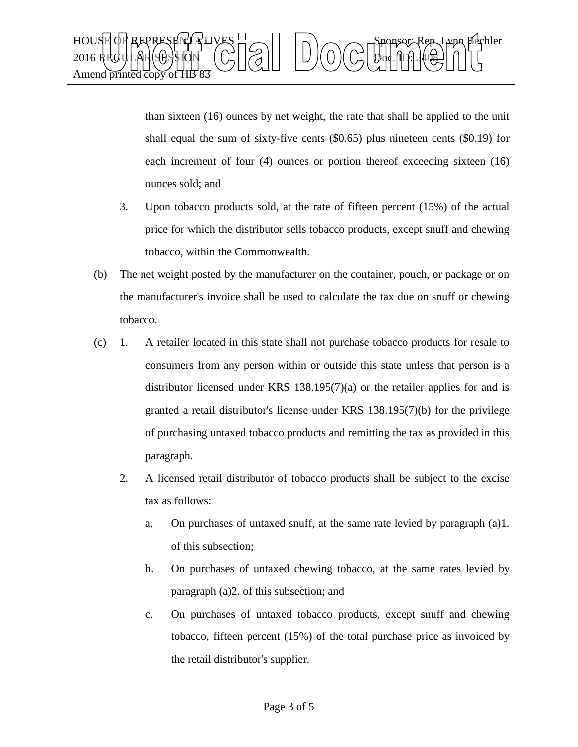than sixteen (16) ounces by net weight, the rate that shall be applied to the unit shall equal the sum of sixty-five cents ($0.65) plus nineteen cents ($0.19) for each increment of four (4) ounces or portion thereof exceeding sixteen (16) ounces sold; and

3. Upon tobacco products sold, at the rate of fifteen percent (15%) of the actual price for which the distributor sells tobacco products, except snuff and chewing tobacco, within the Commonwealth.

(b) The net weight posted by the manufacturer on the container, pouch, or package or on the manufacturer's invoice shall be used to calculate the tax due on snuff or chewing tobacco.

(c) 1. A retailer located in this state shall not purchase tobacco products for resale to consumers from any person within or outside this state unless that person is a distributor licensed under KRS 138.195(7)(a) or the retailer applies for and is granted a retail distributor's license under KRS 138.195(7)(b) for the privilege of purchasing untaxed tobacco products and remitting the tax as provided in this paragraph.

2. A licensed retail distributor of tobacco products shall be subject to the excise tax as follows:

a. On purchases of untaxed snuff, at the same rate levied by paragraph (a)1. of this subsection;

b. On purchases of untaxed chewing tobacco, at the same rates levied by paragraph (a)2. of this subsection; and

c. On purchases of untaxed tobacco products, except snuff and chewing tobacco, fifteen percent (15%) of the total purchase price as invoiced by the retail distributor's supplier.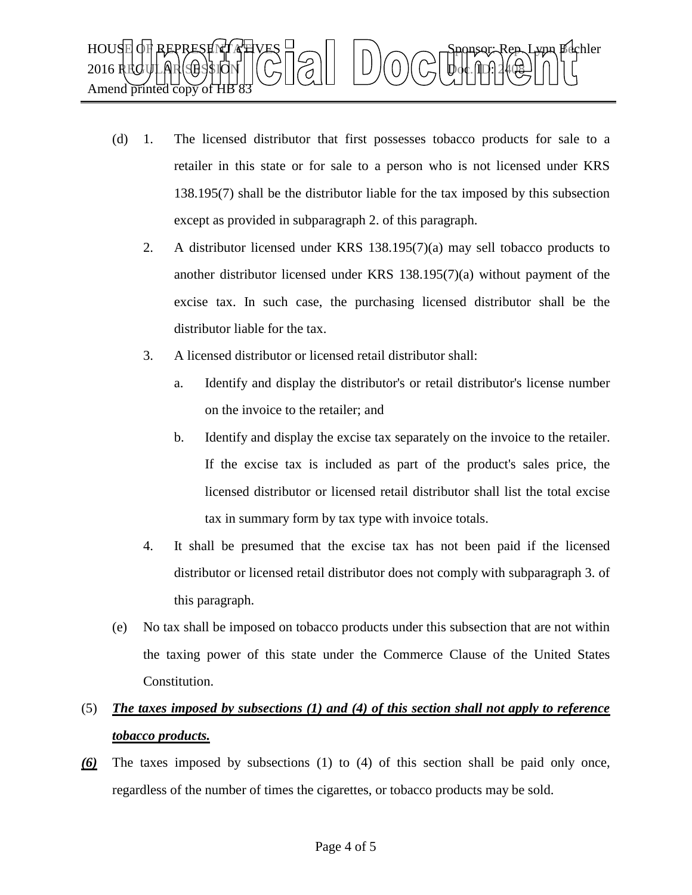(d) 1. The licensed distributor that first possesses tobacco products for sale to a retailer in this state or for sale to a person who is not licensed under KRS 138.195(7) shall be the distributor liable for the tax imposed by this subsection except as provided in subparagraph 2. of this paragraph.

2. A distributor licensed under KRS 138.195(7)(a) may sell tobacco products to another distributor licensed under KRS 138.195(7)(a) without payment of the excise tax. In such case, the purchasing licensed distributor shall be the distributor liable for the tax.

3. A licensed distributor or licensed retail distributor shall:

a. Identify and display the distributor's or retail distributor's license number on the invoice to the retailer; and

b. Identify and display the excise tax separately on the invoice to the retailer. If the excise tax is included as part of the product's sales price, the licensed distributor or licensed retail distributor shall list the total excise tax in summary form by tax type with invoice totals.

4. It shall be presumed that the excise tax has not been paid if the licensed distributor or licensed retail distributor does not comply with subparagraph 3. of this paragraph.

(e) No tax shall be imposed on tobacco products under this subsection that are not within the taxing power of this state under the Commerce Clause of the United States Constitution.

(5) ***The taxes imposed by subsections (1) and (4) of this section shall not apply to reference tobacco products.***

***(6)*** The taxes imposed by subsections (1) to (4) of this section shall be paid only once, regardless of the number of times the cigarettes, or tobacco products may be sold.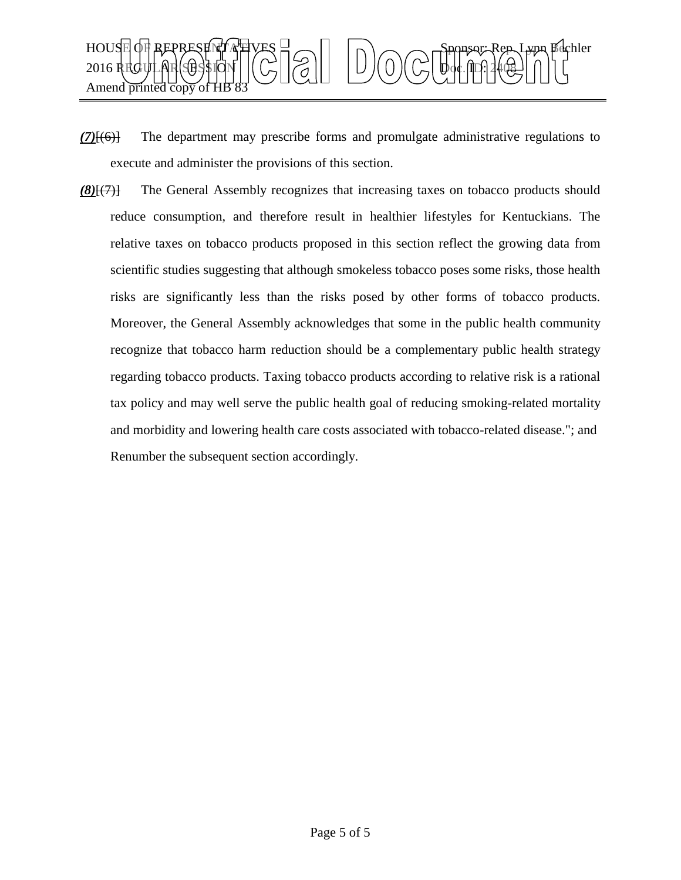*(7)*[(6)] The department may prescribe forms and promulgate administrative regulations to execute and administer the provisions of this section.

*(8)*[(7)] The General Assembly recognizes that increasing taxes on tobacco products should reduce consumption, and therefore result in healthier lifestyles for Kentuckians. The relative taxes on tobacco products proposed in this section reflect the growing data from scientific studies suggesting that although smokeless tobacco poses some risks, those health risks are significantly less than the risks posed by other forms of tobacco products. Moreover, the General Assembly acknowledges that some in the public health community recognize that tobacco harm reduction should be a complementary public health strategy regarding tobacco products. Taxing tobacco products according to relative risk is a rational tax policy and may well serve the public health goal of reducing smoking-related mortality and morbidity and lowering health care costs associated with tobacco-related disease."; and

Renumber the subsequent section accordingly.